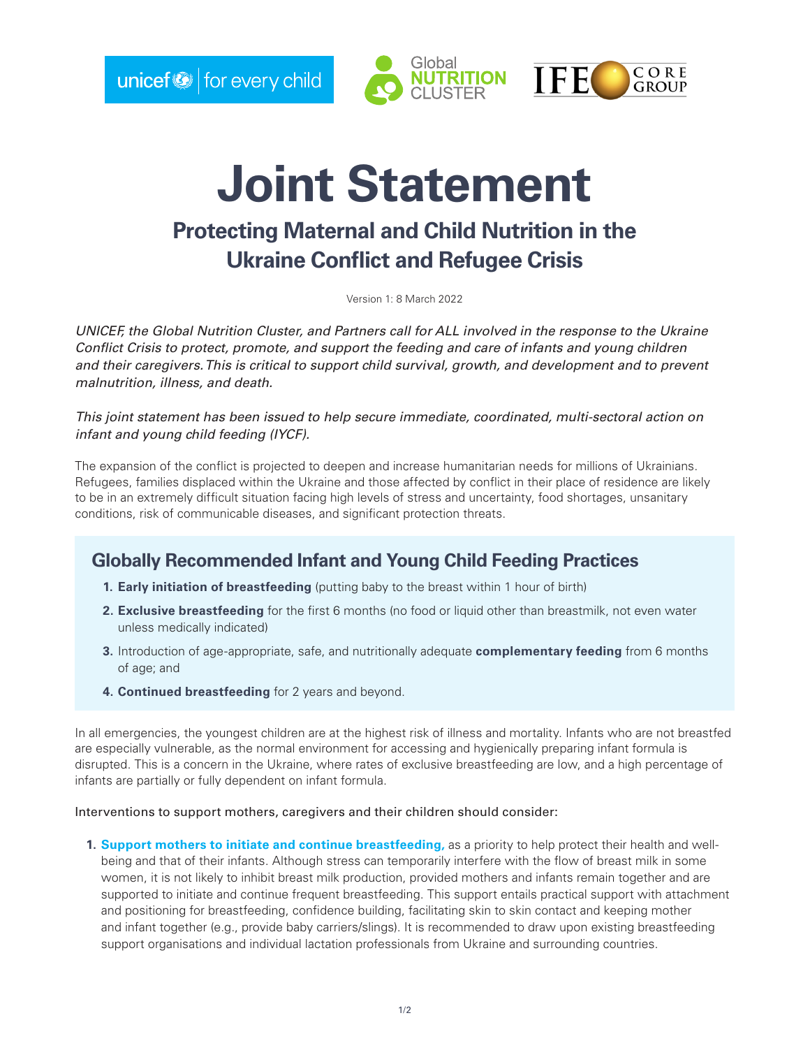# Joint Statement

## Protecting Maternal and Child Nutrition in the Ukraine Conflict and Refugee Crisis

Version 1: 8 March 2022

*UNICEF, the Global Nutrition Cluster, and Partners call for ALL involved in the response to the Ukraine Conflict Crisis to protect, promote, and support the feeding and care of infants and young children and their caregivers. This is critical to support child survival, growth, and development and to prevent malnutrition, illness, and death.*

*This joint statement has been issued to help secure immediate, coordinated, multi-sectoral action on infant and young child feeding (IYCF).*

The expansion of the conflict is projected to deepen and increase humanitarian needs for millions of Ukrainians. Refugees, families displaced within the Ukraine and those affected by conflict in their place of residence are likely to be in an extremely difficult situation facing high levels of stress and uncertainty, food shortages, unsanitary conditions, risk of communicable diseases, and significant protection threats.

### Globally Recommended Infant and Young Child Feeding Practices

1. **Early initiation of breastfeeding** (putting baby to the breast within 1 hour of birth)
2. **Exclusive breastfeeding** for the first 6 months (no food or liquid other than breastmilk, not even water unless medically indicated)
3. Introduction of age-appropriate, safe, and nutritionally adequate **complementary feeding** from 6 months of age; and
4. **Continued breastfeeding** for 2 years and beyond.

In all emergencies, the youngest children are at the highest risk of illness and mortality. Infants who are not breastfed are especially vulnerable, as the normal environment for accessing and hygienically preparing infant formula is disrupted. This is a concern in the Ukraine, where rates of exclusive breastfeeding are low, and a high percentage of infants are partially or fully dependent on infant formula.

Interventions to support mothers, caregivers and their children should consider:

1. **Support mothers to initiate and continue breastfeeding,** as a priority to help protect their health and well-being and that of their infants. Although stress can temporarily interfere with the flow of breast milk in some women, it is not likely to inhibit breast milk production, provided mothers and infants remain together and are supported to initiate and continue frequent breastfeeding. This support entails practical support with attachment and positioning for breastfeeding, confidence building, facilitating skin to skin contact and keeping mother and infant together (e.g., provide baby carriers/slings). It is recommended to draw upon existing breastfeeding support organisations and individual lactation professionals from Ukraine and surrounding countries.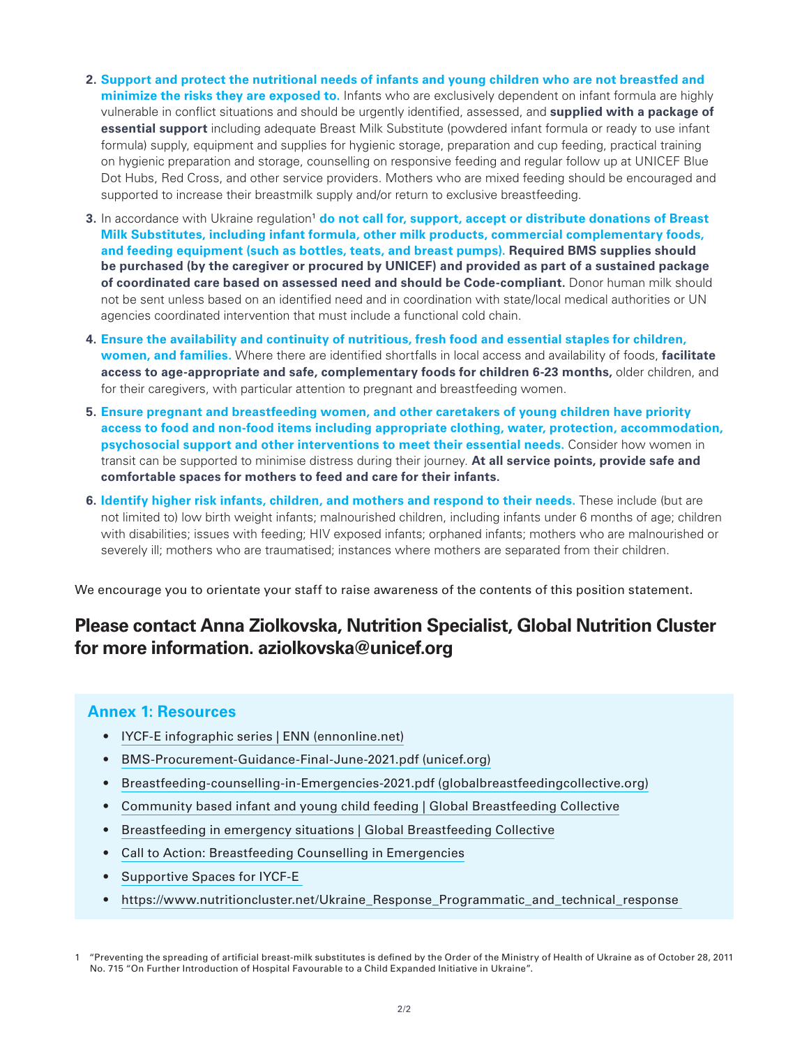2. **Support and protect the nutritional needs of infants and young children who are not breastfed and minimize the risks they are exposed to.** Infants who are exclusively dependent on infant formula are highly vulnerable in conflict situations and should be urgently identified, assessed, and **supplied with a package of essential support** including adequate Breast Milk Substitute (powdered infant formula or ready to use infant formula) supply, equipment and supplies for hygienic storage, preparation and cup feeding, practical training on hygienic preparation and storage, counselling on responsive feeding and regular follow up at UNICEF Blue Dot Hubs, Red Cross, and other service providers. Mothers who are mixed feeding should be encouraged and supported to increase their breastmilk supply and/or return to exclusive breastfeeding.

3. In accordance with Ukraine regulation[1] **do not call for, support, accept or distribute donations of Breast Milk Substitutes, including infant formula, other milk products, commercial complementary foods, and feeding equipment (such as bottles, teats, and breast pumps). Required BMS supplies should be purchased (by the caregiver or procured by UNICEF) and provided as part of a sustained package of coordinated care based on assessed need and should be Code-compliant.** Donor human milk should not be sent unless based on an identified need and in coordination with state/local medical authorities or UN agencies coordinated intervention that must include a functional cold chain.

4. **Ensure the availability and continuity of nutritious, fresh food and essential staples for children, women, and families.** Where there are identified shortfalls in local access and availability of foods, **facilitate access to age-appropriate and safe, complementary foods for children 6-23 months,** older children, and for their caregivers, with particular attention to pregnant and breastfeeding women.

5. **Ensure pregnant and breastfeeding women, and other caretakers of young children have priority access to food and non-food items including appropriate clothing, water, protection, accommodation, psychosocial support and other interventions to meet their essential needs.** Consider how women in transit can be supported to minimise distress during their journey. **At all service points, provide safe and comfortable spaces for mothers to feed and care for their infants.**

6. **Identify higher risk infants, children, and mothers and respond to their needs.** These include (but are not limited to) low birth weight infants; malnourished children, including infants under 6 months of age; children with disabilities; issues with feeding; HIV exposed infants; orphaned infants; mothers who are malnourished or severely ill; mothers who are traumatised; instances where mothers are separated from their children.

We encourage you to orientate your staff to raise awareness of the contents of this position statement.

## Please contact Anna Ziolkovska, Nutrition Specialist, Global Nutrition Cluster for more information. aziolkovska@unicef.org

### Annex 1: Resources

- IYCF-E infographic series | ENN (ennonline.net)
- BMS-Procurement-Guidance-Final-June-2021.pdf (unicef.org)
- Breastfeeding-counselling-in-Emergencies-2021.pdf (globalbreastfeedingcollective.org)
- Community based infant and young child feeding | Global Breastfeeding Collective
- Breastfeeding in emergency situations | Global Breastfeeding Collective
- Call to Action: Breastfeeding Counselling in Emergencies
- Supportive Spaces for IYCF-E
- https://www.nutritioncluster.net/Ukraine_Response_Programmatic_and_technical_response

[1] "Preventing the spreading of artificial breast-milk substitutes is defined by the Order of the Ministry of Health of Ukraine as of October 28, 2011 No. 715 "On Further Introduction of Hospital Favourable to a Child Expanded Initiative in Ukraine".